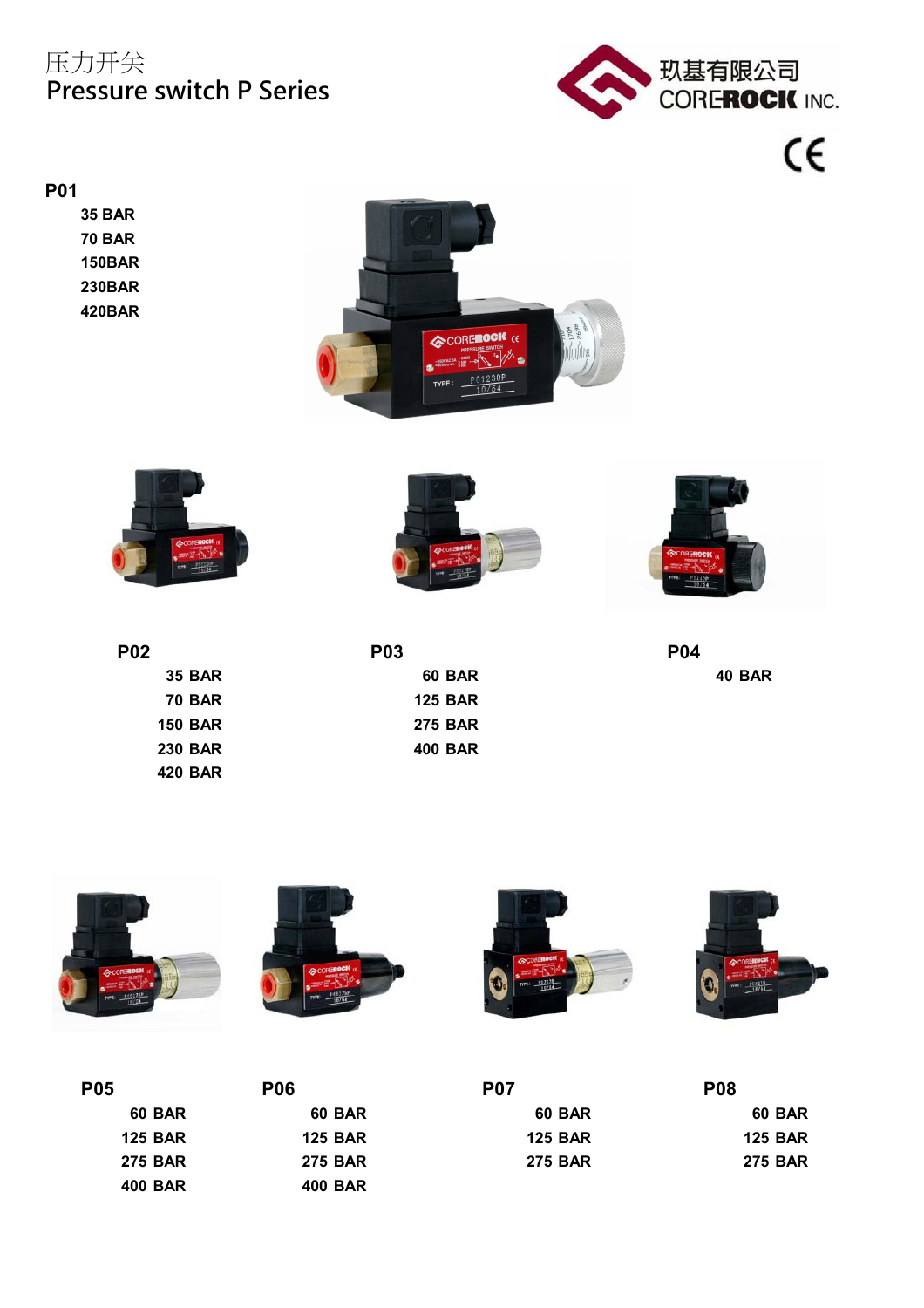# 压力开关
# Pressure switch P Series

玖基有限公司
CORErock INC.

CE

## P01

35 BAR
70 BAR
150BAR
230BAR
420BAR

## P02

35 BAR
70 BAR
150 BAR
230 BAR
420 BAR

## P03

60 BAR
125 BAR
275 BAR
400 BAR

## P04

40 BAR

## P05

60 BAR
125 BAR
275 BAR
400 BAR

## P06

60 BAR
125 BAR
275 BAR
400 BAR

## P07

60 BAR
125 BAR
275 BAR

## P08

60 BAR
125 BAR
275 BAR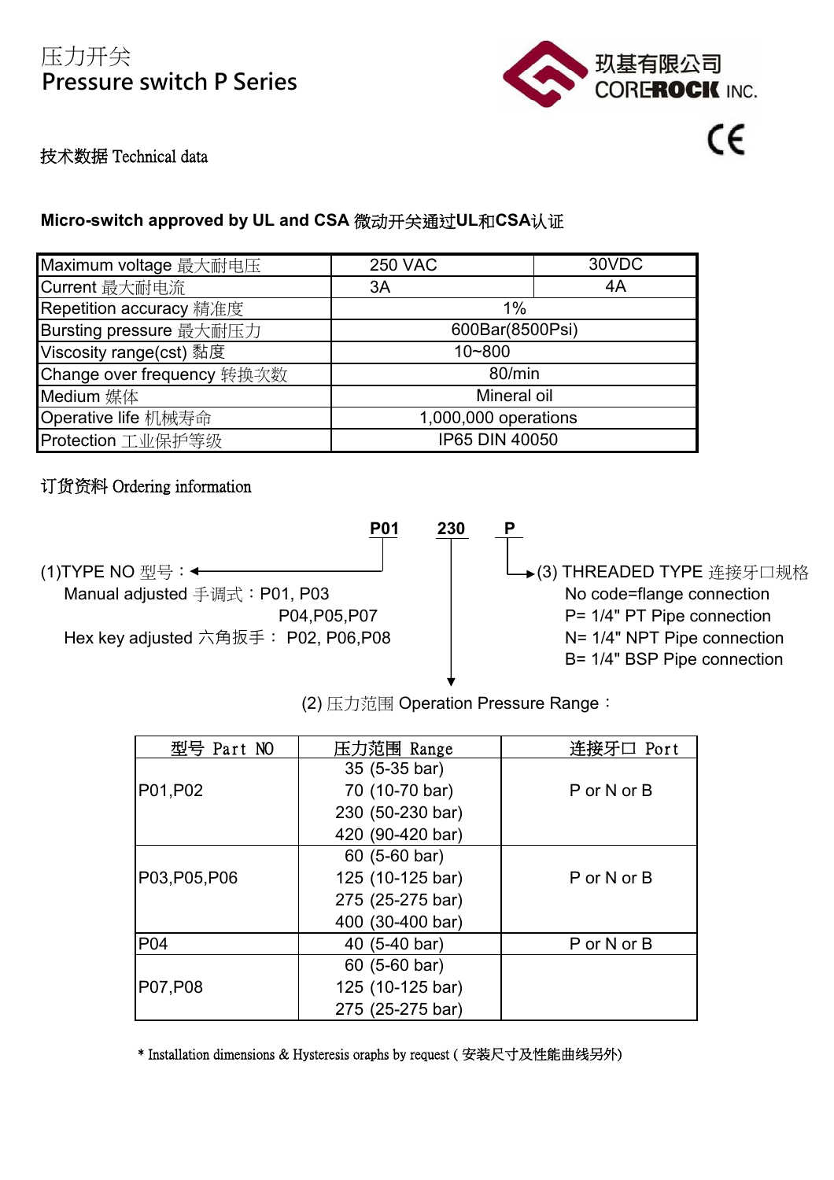# 压力开关
# Pressure switch P Series

玖基有限公司
CORErock INC.

CE

## 技术数据 Technical data

**Micro-switch approved by UL and CSA 微动开关通过UL和CSA认证**

| | | |
|---|---|---|
| Maximum voltage 最大耐电压 | 250 VAC | 30VDC |
| Current 最大耐电流 | 3A | 4A |
| Repetition accuracy 精准度 | 1% | |
| Bursting pressure 最大耐压力 | 600Bar(8500Psi) | |
| Viscosity range(cst) 黏度 | 10~800 | |
| Change over frequency 转换次数 | 80/min | |
| Medium 媒体 | Mineral oil | |
| Operative life 机械寿命 | 1,000,000 operations | |
| Protection 工业保护等级 | IP65 DIN 40050 | |

## 订货资料 Ordering information

**P01 230 P**

(1)TYPE NO 型号：
- Manual adjusted 手调式：P01, P03, P04,P05,P07
- Hex key adjusted 六角扳手： P02, P06,P08

(2) 压力范围 Operation Pressure Range：

(3) THREADED TYPE 连接牙口规格
- No code=flange connection
- P= 1/4" PT Pipe connection
- N= 1/4" NPT Pipe connection
- B= 1/4" BSP Pipe connection

| 型号 Part NO | 压力范围 Range | 连接牙口 Port |
|---|---|---|
| P01,P02 | 35 (5-35 bar)<br>70 (10-70 bar)<br>230 (50-230 bar)<br>420 (90-420 bar) | P or N or B |
| P03,P05,P06 | 60 (5-60 bar)<br>125 (10-125 bar)<br>275 (25-275 bar)<br>400 (30-400 bar) | P or N or B |
| P04 | 40 (5-40 bar) | P or N or B |
| P07,P08 | 60 (5-60 bar)<br>125 (10-125 bar)<br>275 (25-275 bar) | |

* Installation dimensions & Hysteresis oraphs by request ( 安装尺寸及性能曲线另外)